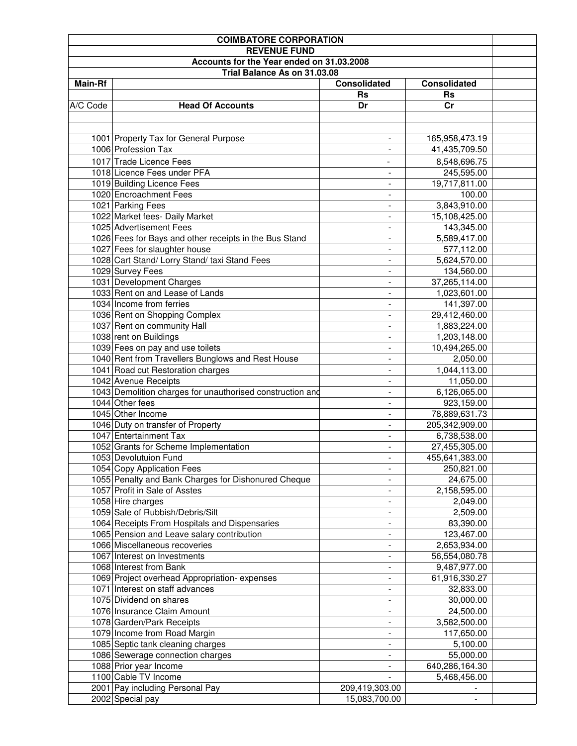| COIMBATORE CORPORATION | | | |
|---|---|---|---|
| REVENUE FUND | | | |
| Accounts for the Year ended on 31.03.2008 | | | |
| Trial Balance As on 31.03.08 | | | |
| **Main-Rf** | | **Consolidated** | **Consolidated** |
| | | **Rs** | **Rs** |
| A/C Code | **Head Of Accounts** | **Dr** | **Cr** |
| 1001 | Property Tax for General Purpose | - | 165,958,473.19 |
| 1006 | Profession Tax | - | 41,435,709.50 |
| 1017 | Trade Licence Fees | - | 8,548,696.75 |
| 1018 | Licence Fees under PFA | - | 245,595.00 |
| 1019 | Building Licence Fees | - | 19,717,811.00 |
| 1020 | Encroachment Fees | - | 100.00 |
| 1021 | Parking Fees | - | 3,843,910.00 |
| 1022 | Market fees- Daily Market | - | 15,108,425.00 |
| 1025 | Advertisement Fees | - | 143,345.00 |
| 1026 | Fees for Bays and other receipts in the Bus Stand | - | 5,589,417.00 |
| 1027 | Fees for slaughter house | - | 577,112.00 |
| 1028 | Cart Stand/ Lorry Stand/ taxi Stand Fees | - | 5,624,570.00 |
| 1029 | Survey Fees | - | 134,560.00 |
| 1031 | Development Charges | - | 37,265,114.00 |
| 1033 | Rent on and Lease of Lands | - | 1,023,601.00 |
| 1034 | Income from ferries | - | 141,397.00 |
| 1036 | Rent on Shopping Complex | - | 29,412,460.00 |
| 1037 | Rent on community Hall | - | 1,883,224.00 |
| 1038 | rent on Buildings | - | 1,203,148.00 |
| 1039 | Fees on pay and use toilets | - | 10,494,265.00 |
| 1040 | Rent from Travellers Bunglows and Rest House | - | 2,050.00 |
| 1041 | Road cut Restoration charges | - | 1,044,113.00 |
| 1042 | Avenue Receipts | - | 11,050.00 |
| 1043 | Demolition charges for unauthorised construction and | - | 6,126,065.00 |
| 1044 | Other fees | - | 923,159.00 |
| 1045 | Other Income | - | 78,889,631.73 |
| 1046 | Duty on transfer of Property | - | 205,342,909.00 |
| 1047 | Entertainment Tax | - | 6,738,538.00 |
| 1052 | Grants for Scheme Implementation | - | 27,455,305.00 |
| 1053 | Devolutuion Fund | - | 455,641,383.00 |
| 1054 | Copy Application Fees | - | 250,821.00 |
| 1055 | Penalty and Bank Charges for Dishonured Cheque | - | 24,675.00 |
| 1057 | Profit in Sale of Asstes | - | 2,158,595.00 |
| 1058 | Hire charges | - | 2,049.00 |
| 1059 | Sale of Rubbish/Debris/Silt | - | 2,509.00 |
| 1064 | Receipts From Hospitals and Dispensaries | - | 83,390.00 |
| 1065 | Pension and Leave salary contribution | - | 123,467.00 |
| 1066 | Miscellaneous recoveries | - | 2,653,934.00 |
| 1067 | Interest on Investments | - | 56,554,080.78 |
| 1068 | Interest from Bank | - | 9,487,977.00 |
| 1069 | Project overhead Appropriation- expenses | - | 61,916,330.27 |
| 1071 | Interest on staff advances | - | 32,833.00 |
| 1075 | Dividend on shares | - | 30,000.00 |
| 1076 | Insurance Claim Amount | - | 24,500.00 |
| 1078 | Garden/Park Receipts | - | 3,582,500.00 |
| 1079 | Income from Road Margin | - | 117,650.00 |
| 1085 | Septic tank cleaning charges | - | 5,100.00 |
| 1086 | Sewerage connection charges | - | 55,000.00 |
| 1088 | Prior year Income | - | 640,286,164.30 |
| 1100 | Cable TV Income | - | 5,468,456.00 |
| 2001 | Pay including Personal Pay | 209,419,303.00 | - |
| 2002 | Special pay | 15,083,700.00 | - |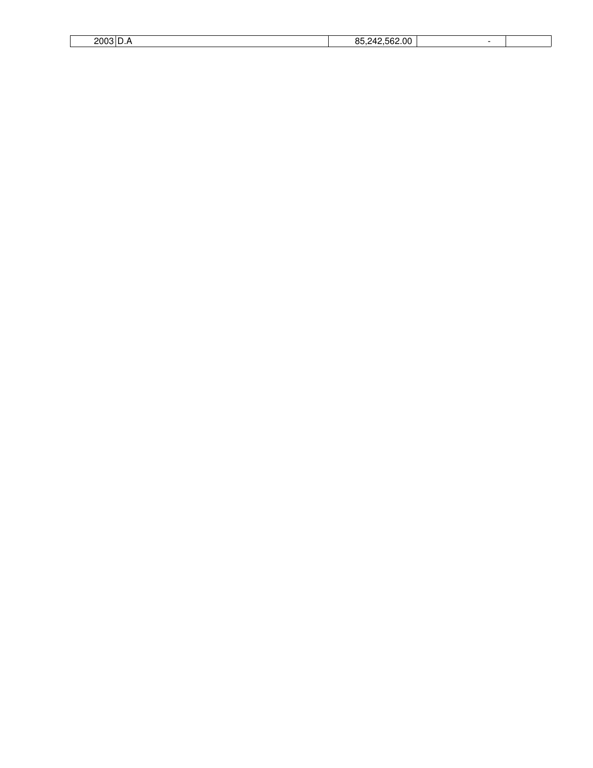| 2003 | D.A | 85,242,562.00 | - | |
|---|---|---|---|---|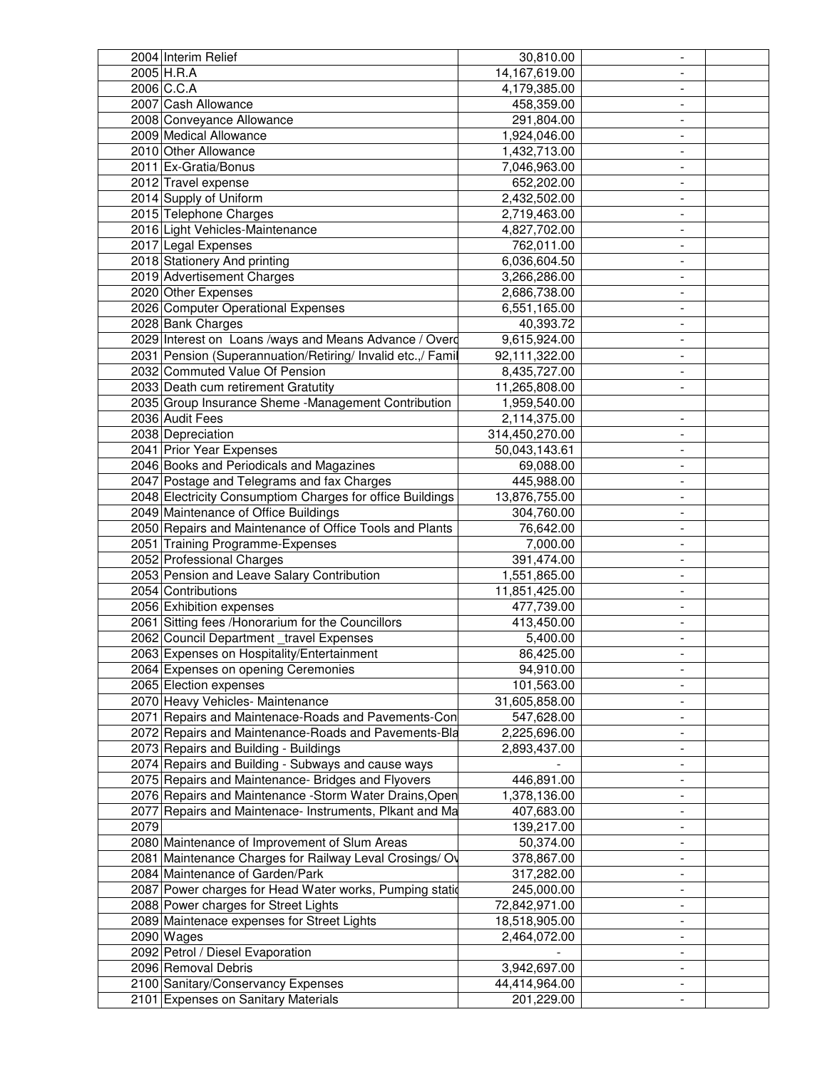| | | | | | |
|---|---|---|---|---|---|
| | 2004 | Interim Relief | 30,810.00 | - | |
| | 2005 | H.R.A | 14,167,619.00 | - | |
| | 2006 | C.C.A | 4,179,385.00 | - | |
| | 2007 | Cash Allowance | 458,359.00 | - | |
| | 2008 | Conveyance Allowance | 291,804.00 | - | |
| | 2009 | Medical Allowance | 1,924,046.00 | - | |
| | 2010 | Other Allowance | 1,432,713.00 | - | |
| | 2011 | Ex-Gratia/Bonus | 7,046,963.00 | - | |
| | 2012 | Travel expense | 652,202.00 | - | |
| | 2014 | Supply of Uniform | 2,432,502.00 | - | |
| | 2015 | Telephone Charges | 2,719,463.00 | - | |
| | 2016 | Light Vehicles-Maintenance | 4,827,702.00 | - | |
| | 2017 | Legal Expenses | 762,011.00 | - | |
| | 2018 | Stationery And printing | 6,036,604.50 | - | |
| | 2019 | Advertisement Charges | 3,266,286.00 | - | |
| | 2020 | Other Expenses | 2,686,738.00 | - | |
| | 2026 | Computer Operational Expenses | 6,551,165.00 | - | |
| | 2028 | Bank Charges | 40,393.72 | - | |
| | 2029 | Interest on Loans /ways and Means Advance / Overd | 9,615,924.00 | - | |
| | 2031 | Pension (Superannuation/Retiring/ Invalid etc.,/ Famil | 92,111,322.00 | - | |
| | 2032 | Commuted Value Of Pension | 8,435,727.00 | - | |
| | 2033 | Death cum retirement Gratutity | 11,265,808.00 | - | |
| | 2035 | Group Insurance Sheme -Management Contribution | 1,959,540.00 | | |
| | 2036 | Audit Fees | 2,114,375.00 | - | |
| | 2038 | Depreciation | 314,450,270.00 | - | |
| | 2041 | Prior Year Expenses | 50,043,143.61 | - | |
| | 2046 | Books and Periodicals and Magazines | 69,088.00 | - | |
| | 2047 | Postage and Telegrams and fax Charges | 445,988.00 | - | |
| | 2048 | Electricity Consumptiom Charges for office Buildings | 13,876,755.00 | - | |
| | 2049 | Maintenance of Office Buildings | 304,760.00 | - | |
| | 2050 | Repairs and Maintenance of Office Tools and Plants | 76,642.00 | - | |
| | 2051 | Training Programme-Expenses | 7,000.00 | - | |
| | 2052 | Professional Charges | 391,474.00 | - | |
| | 2053 | Pension and Leave Salary Contribution | 1,551,865.00 | - | |
| | 2054 | Contributions | 11,851,425.00 | - | |
| | 2056 | Exhibition expenses | 477,739.00 | - | |
| | 2061 | Sitting fees /Honorarium for the Councillors | 413,450.00 | - | |
| | 2062 | Council Department _travel Expenses | 5,400.00 | - | |
| | 2063 | Expenses on Hospitality/Entertainment | 86,425.00 | - | |
| | 2064 | Expenses on opening Ceremonies | 94,910.00 | - | |
| | 2065 | Election expenses | 101,563.00 | - | |
| | 2070 | Heavy Vehicles- Maintenance | 31,605,858.00 | - | |
| | 2071 | Repairs and Maintenace-Roads and Pavements-Con | 547,628.00 | - | |
| | 2072 | Repairs and Maintenance-Roads and Pavements-Bla | 2,225,696.00 | - | |
| | 2073 | Repairs and Building - Buildings | 2,893,437.00 | - | |
| | 2074 | Repairs and Building - Subways and cause ways | - | - | |
| | 2075 | Repairs and Maintenance- Bridges and Flyovers | 446,891.00 | - | |
| | 2076 | Repairs and Maintenance -Storm Water Drains,Open | 1,378,136.00 | - | |
| | 2077 | Repairs and Maintenace- Instruments, Plkant and Ma | 407,683.00 | - | |
| | 2079 | | 139,217.00 | - | |
| | 2080 | Maintenance of Improvement of Slum Areas | 50,374.00 | - | |
| | 2081 | Maintenance Charges for Railway Leval Crosings/ Ov | 378,867.00 | - | |
| | 2084 | Maintenance of Garden/Park | 317,282.00 | - | |
| | 2087 | Power charges for Head Water works, Pumping statio | 245,000.00 | - | |
| | 2088 | Power charges for Street Lights | 72,842,971.00 | - | |
| | 2089 | Maintenace expenses for Street Lights | 18,518,905.00 | - | |
| | 2090 | Wages | 2,464,072.00 | - | |
| | 2092 | Petrol / Diesel Evaporation | - | - | |
| | 2096 | Removal Debris | 3,942,697.00 | - | |
| | 2100 | Sanitary/Conservancy Expenses | 44,414,964.00 | - | |
| | 2101 | Expenses on Sanitary Materials | 201,229.00 | - | |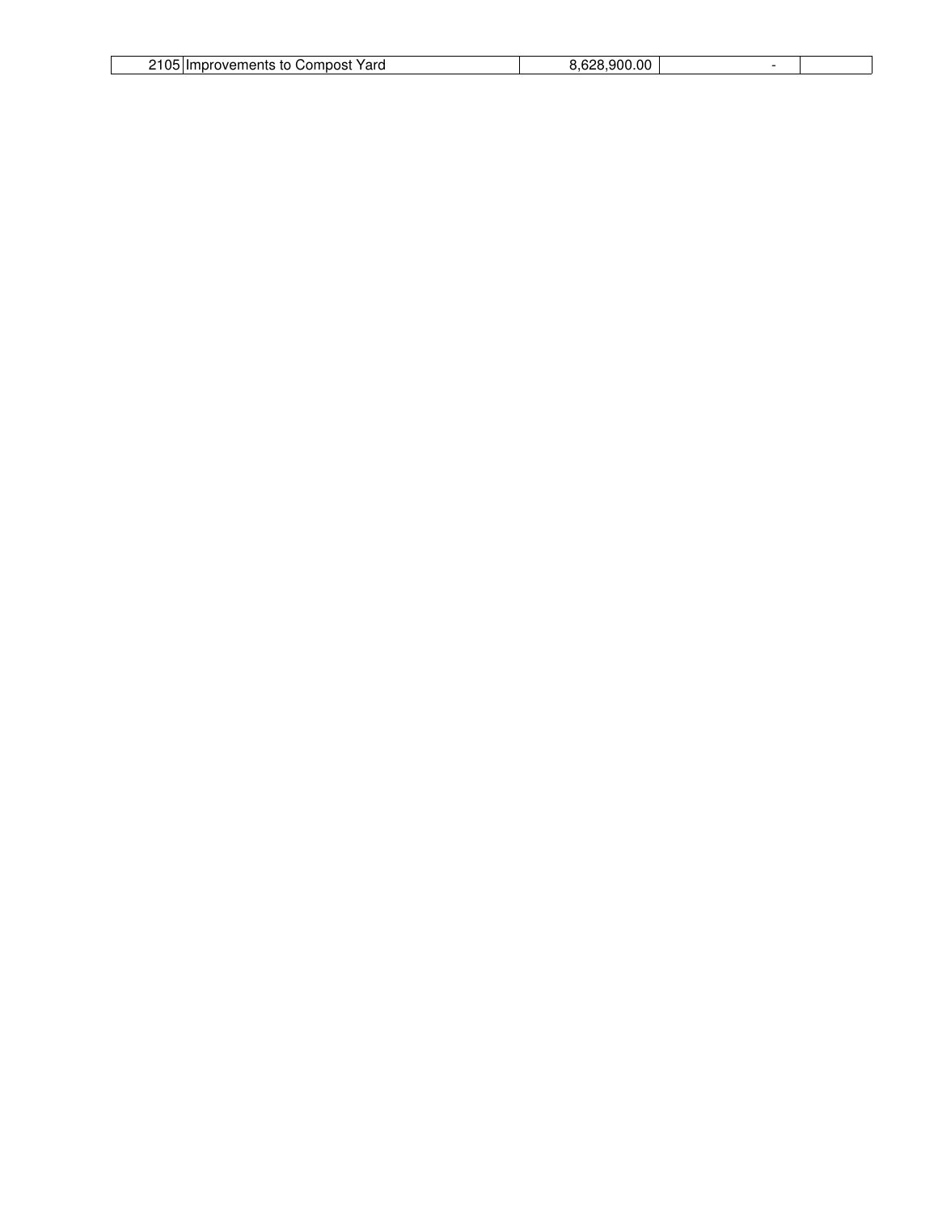| | | | | |
|---|---|---|---|---|
| 2105 | Improvements to Compost Yard | 8,628,900.00 | - | |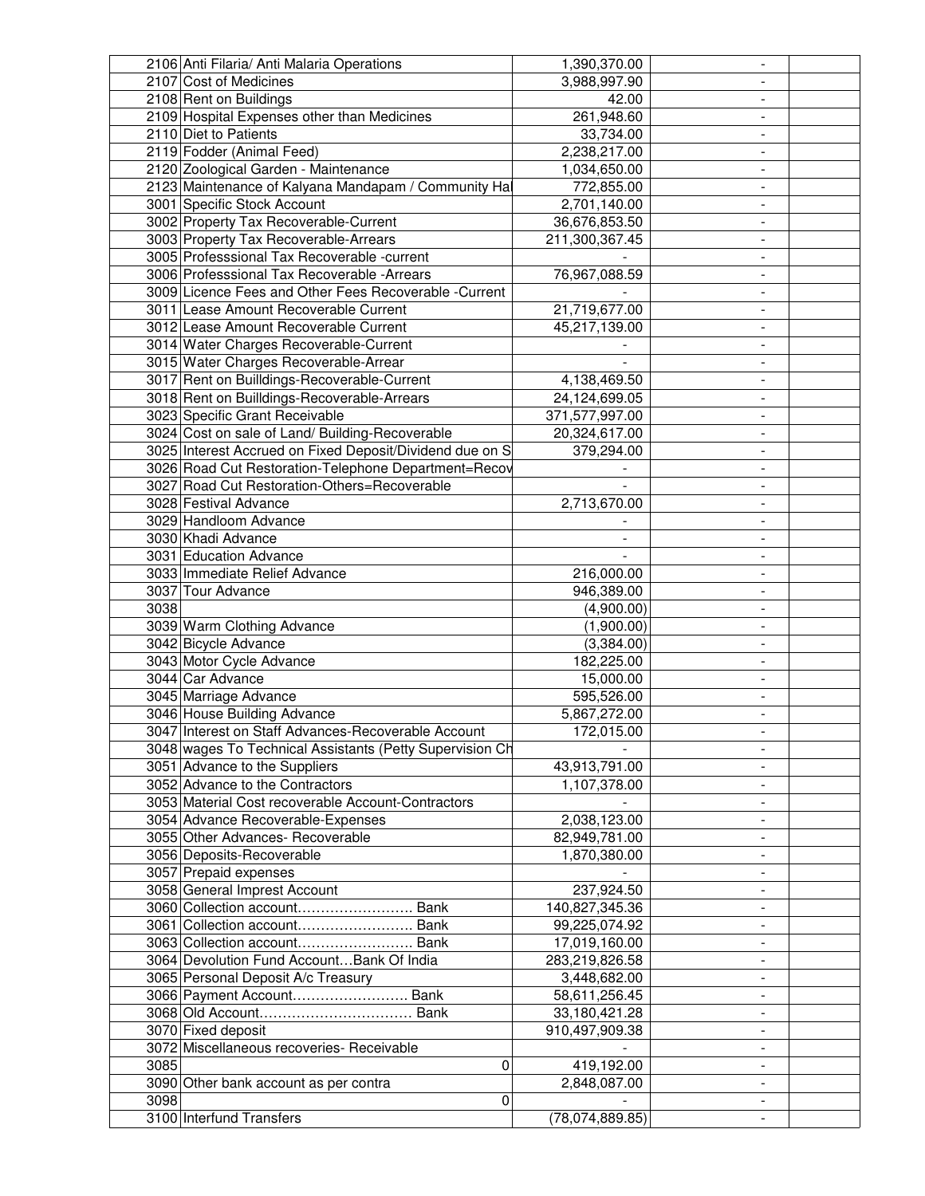| | | | | |
|---|---|---|---|---|
| 2106 | Anti Filaria/ Anti Malaria Operations | 1,390,370.00 | - | |
| 2107 | Cost of Medicines | 3,988,997.90 | - | |
| 2108 | Rent on Buildings | 42.00 | - | |
| 2109 | Hospital Expenses other than Medicines | 261,948.60 | - | |
| 2110 | Diet to Patients | 33,734.00 | - | |
| 2119 | Fodder (Animal Feed) | 2,238,217.00 | - | |
| 2120 | Zoological Garden - Maintenance | 1,034,650.00 | - | |
| 2123 | Maintenance of Kalyana Mandapam / Community Hal | 772,855.00 | - | |
| 3001 | Specific Stock Account | 2,701,140.00 | - | |
| 3002 | Property Tax Recoverable-Current | 36,676,853.50 | - | |
| 3003 | Property Tax Recoverable-Arrears | 211,300,367.45 | - | |
| 3005 | Professsional Tax Recoverable -current | - | - | |
| 3006 | Professsional Tax Recoverable -Arrears | 76,967,088.59 | - | |
| 3009 | Licence Fees and Other Fees Recoverable -Current | - | - | |
| 3011 | Lease Amount Recoverable Current | 21,719,677.00 | - | |
| 3012 | Lease Amount Recoverable Current | 45,217,139.00 | - | |
| 3014 | Water Charges Recoverable-Current | - | - | |
| 3015 | Water Charges Recoverable-Arrear | - | - | |
| 3017 | Rent on Builldings-Recoverable-Current | 4,138,469.50 | - | |
| 3018 | Rent on Builldings-Recoverable-Arrears | 24,124,699.05 | - | |
| 3023 | Specific Grant Receivable | 371,577,997.00 | - | |
| 3024 | Cost on sale of Land/ Building-Recoverable | 20,324,617.00 | - | |
| 3025 | Interest Accrued on Fixed Deposit/Dividend due on S | 379,294.00 | - | |
| 3026 | Road Cut Restoration-Telephone Department=Recov | - | - | |
| 3027 | Road Cut Restoration-Others=Recoverable | - | - | |
| 3028 | Festival Advance | 2,713,670.00 | - | |
| 3029 | Handloom Advance | - | - | |
| 3030 | Khadi Advance | - | - | |
| 3031 | Education Advance | - | - | |
| 3033 | Immediate Relief Advance | 216,000.00 | - | |
| 3037 | Tour Advance | 946,389.00 | - | |
| 3038 | | (4,900.00) | - | |
| 3039 | Warm Clothing Advance | (1,900.00) | - | |
| 3042 | Bicycle Advance | (3,384.00) | - | |
| 3043 | Motor Cycle Advance | 182,225.00 | - | |
| 3044 | Car Advance | 15,000.00 | - | |
| 3045 | Marriage Advance | 595,526.00 | - | |
| 3046 | House Building Advance | 5,867,272.00 | - | |
| 3047 | Interest on Staff Advances-Recoverable Account | 172,015.00 | - | |
| 3048 | wages To Technical Assistants (Petty Supervision Ch | - | - | |
| 3051 | Advance to the Suppliers | 43,913,791.00 | - | |
| 3052 | Advance to the Contractors | 1,107,378.00 | - | |
| 3053 | Material Cost recoverable Account-Contractors | - | - | |
| 3054 | Advance Recoverable-Expenses | 2,038,123.00 | - | |
| 3055 | Other Advances- Recoverable | 82,949,781.00 | - | |
| 3056 | Deposits-Recoverable | 1,870,380.00 | - | |
| 3057 | Prepaid expenses | - | - | |
| 3058 | General Imprest Account | 237,924.50 | - | |
| 3060 | Collection account……………………. Bank | 140,827,345.36 | - | |
| 3061 | Collection account……………………. Bank | 99,225,074.92 | - | |
| 3063 | Collection account……………………. Bank | 17,019,160.00 | - | |
| 3064 | Devolution Fund Account…Bank Of India | 283,219,826.58 | - | |
| 3065 | Personal Deposit A/c Treasury | 3,448,682.00 | - | |
| 3066 | Payment Account……………………. Bank | 58,611,256.45 | - | |
| 3068 | Old Account……………………………. Bank | 33,180,421.28 | - | |
| 3070 | Fixed deposit | 910,497,909.38 | - | |
| 3072 | Miscellaneous recoveries- Receivable | - | - | |
| 3085 | 0 | 419,192.00 | - | |
| 3090 | Other bank account as per contra | 2,848,087.00 | - | |
| 3098 | 0 | - | - | |
| 3100 | Interfund Transfers | (78,074,889.85) | - | |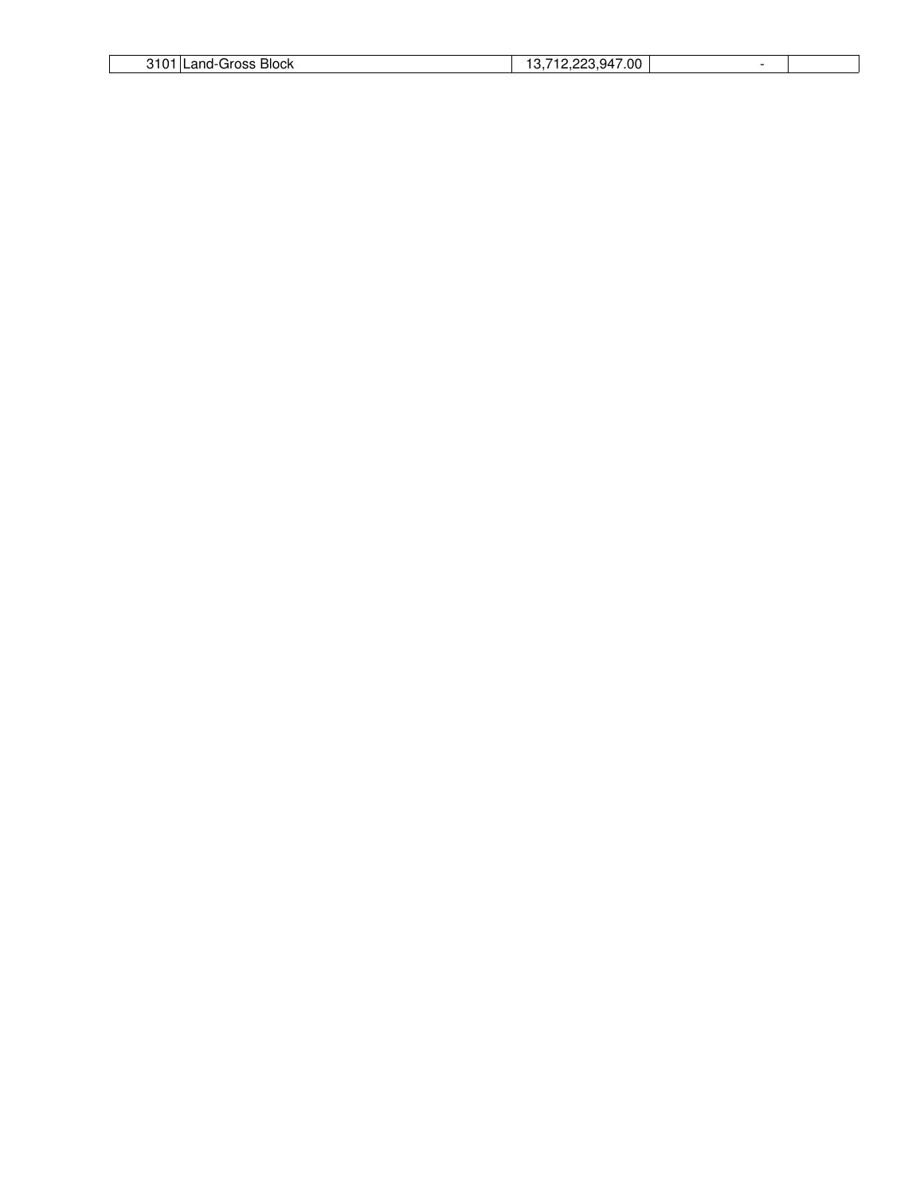| 3101 | Land-Gross Block | 13,712,223,947.00 | - | |
|---|---|---|---|---|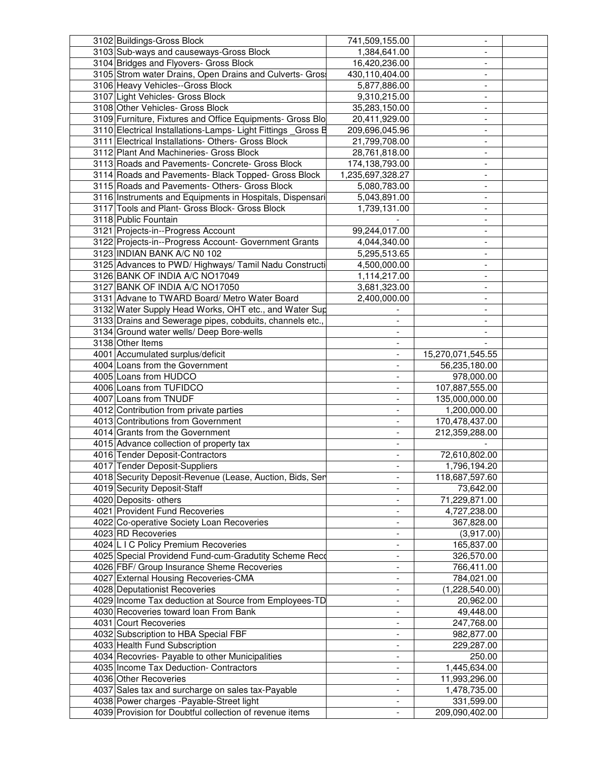| | | | | |
|---|---|---|---|---|
| 3102 | Buildings-Gross Block | 741,509,155.00 | - | |
| 3103 | Sub-ways and causeways-Gross Block | 1,384,641.00 | - | |
| 3104 | Bridges and Flyovers- Gross Block | 16,420,236.00 | - | |
| 3105 | Strom water Drains, Open Drains and Culverts- Gros | 430,110,404.00 | - | |
| 3106 | Heavy Vehicles--Gross Block | 5,877,886.00 | - | |
| 3107 | Light Vehicles- Gross Block | 9,310,215.00 | - | |
| 3108 | Other Vehicles- Gross Block | 35,283,150.00 | - | |
| 3109 | Furniture, Fixtures and Office Equipments- Gross Blo | 20,411,929.00 | - | |
| 3110 | Electrical Installations-Lamps- Light Fittings _Gross B | 209,696,045.96 | - | |
| 3111 | Electrical Installations- Others- Gross Block | 21,799,708.00 | - | |
| 3112 | Plant And Machineries- Gross Block | 28,761,818.00 | - | |
| 3113 | Roads and Pavements- Concrete- Gross Block | 174,138,793.00 | - | |
| 3114 | Roads and Pavements- Black Topped- Gross Block | 1,235,697,328.27 | - | |
| 3115 | Roads and Pavements- Others- Gross Block | 5,080,783.00 | - | |
| 3116 | Instruments and Equipments in Hospitals, Dispensari | 5,043,891.00 | - | |
| 3117 | Tools and Plant- Gross Block- Gross Block | 1,739,131.00 | - | |
| 3118 | Public Fountain | - | - | |
| 3121 | Projects-in--Progress Account | 99,244,017.00 | - | |
| 3122 | Projects-in--Progress Account- Government Grants | 4,044,340.00 | - | |
| 3123 | INDIAN BANK A/C N0 102 | 5,295,513.65 | - | |
| 3125 | Advances to PWD/ Highways/ Tamil Nadu Constructi | 4,500,000.00 | - | |
| 3126 | BANK OF INDIA A/C NO17049 | 1,114,217.00 | - | |
| 3127 | BANK OF INDIA A/C NO17050 | 3,681,323.00 | - | |
| 3131 | Advane to TWARD Board/ Metro Water Board | 2,400,000.00 | - | |
| 3132 | Water Supply Head Works, OHT etc., and Water Sup | - | - | |
| 3133 | Drains and Sewerage pipes, cobduits, channels etc., | - | - | |
| 3134 | Ground water wells/ Deep Bore-wells | - | - | |
| 3138 | Other Items | - | - | |
| 4001 | Accumulated surplus/deficit | - | 15,270,071,545.55 | |
| 4004 | Loans from the Government | - | 56,235,180.00 | |
| 4005 | Loans from HUDCO | - | 978,000.00 | |
| 4006 | Loans from TUFIDCO | - | 107,887,555.00 | |
| 4007 | Loans from TNUDF | - | 135,000,000.00 | |
| 4012 | Contribution from private parties | - | 1,200,000.00 | |
| 4013 | Contributions from Government | - | 170,478,437.00 | |
| 4014 | Grants from the Government | - | 212,359,288.00 | |
| 4015 | Advance collection of property tax | - | - | |
| 4016 | Tender Deposit-Contractors | - | 72,610,802.00 | |
| 4017 | Tender Deposit-Suppliers | - | 1,796,194.20 | |
| 4018 | Security Deposit-Revenue (Lease, Auction, Bids, Ser | - | 118,687,597.60 | |
| 4019 | Security Deposit-Staff | - | 73,642.00 | |
| 4020 | Deposits- others | - | 71,229,871.00 | |
| 4021 | Provident Fund Recoveries | - | 4,727,238.00 | |
| 4022 | Co-operative Society Loan Recoveries | - | 367,828.00 | |
| 4023 | RD Recoveries | - | (3,917.00) | |
| 4024 | L I C Policy Premium Recoveries | - | 165,837.00 | |
| 4025 | Special Providend Fund-cum-Gradutity Scheme Reco | - | 326,570.00 | |
| 4026 | FBF/ Group Insurance Sheme Recoveries | - | 766,411.00 | |
| 4027 | External Housing Recoveries-CMA | - | 784,021.00 | |
| 4028 | Deputationist Recoveries | - | (1,228,540.00) | |
| 4029 | Income Tax deduction at Source from Employees-TD | - | 20,962.00 | |
| 4030 | Recoveries toward loan From Bank | - | 49,448.00 | |
| 4031 | Court Recoveries | - | 247,768.00 | |
| 4032 | Subscription to HBA Special FBF | - | 982,877.00 | |
| 4033 | Health Fund Subscription | - | 229,287.00 | |
| 4034 | Recovries- Payable to other Municipalities | - | 250.00 | |
| 4035 | Income Tax Deduction- Contractors | - | 1,445,634.00 | |
| 4036 | Other Recoveries | - | 11,993,296.00 | |
| 4037 | Sales tax and surcharge on sales tax-Payable | - | 1,478,735.00 | |
| 4038 | Power charges -Payable-Street light | - | 331,599.00 | |
| 4039 | Provision for Doubtful collection of revenue items | - | 209,090,402.00 | |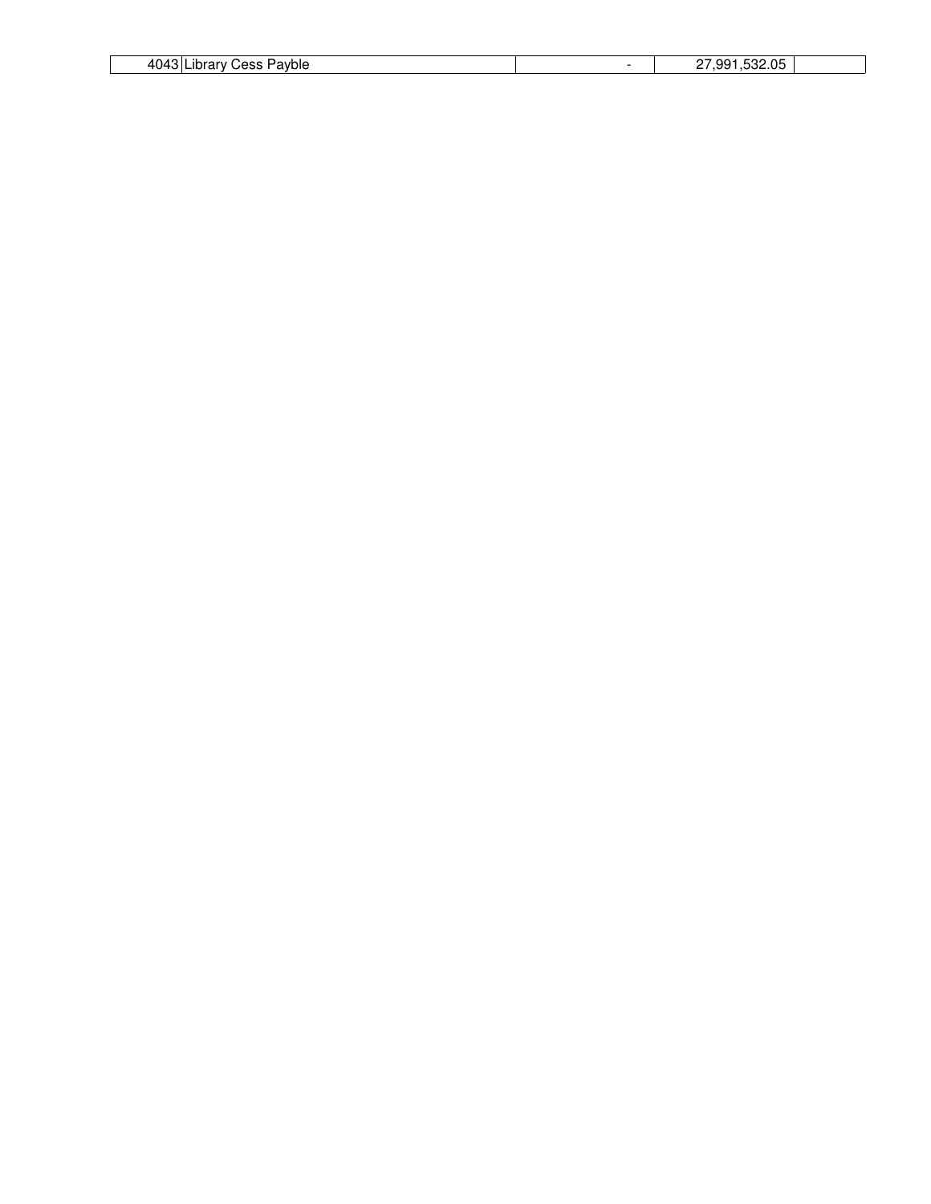| 4043 | Library Cess Payble | - | 27,991,532.05 | |
|---|---|---|---|---|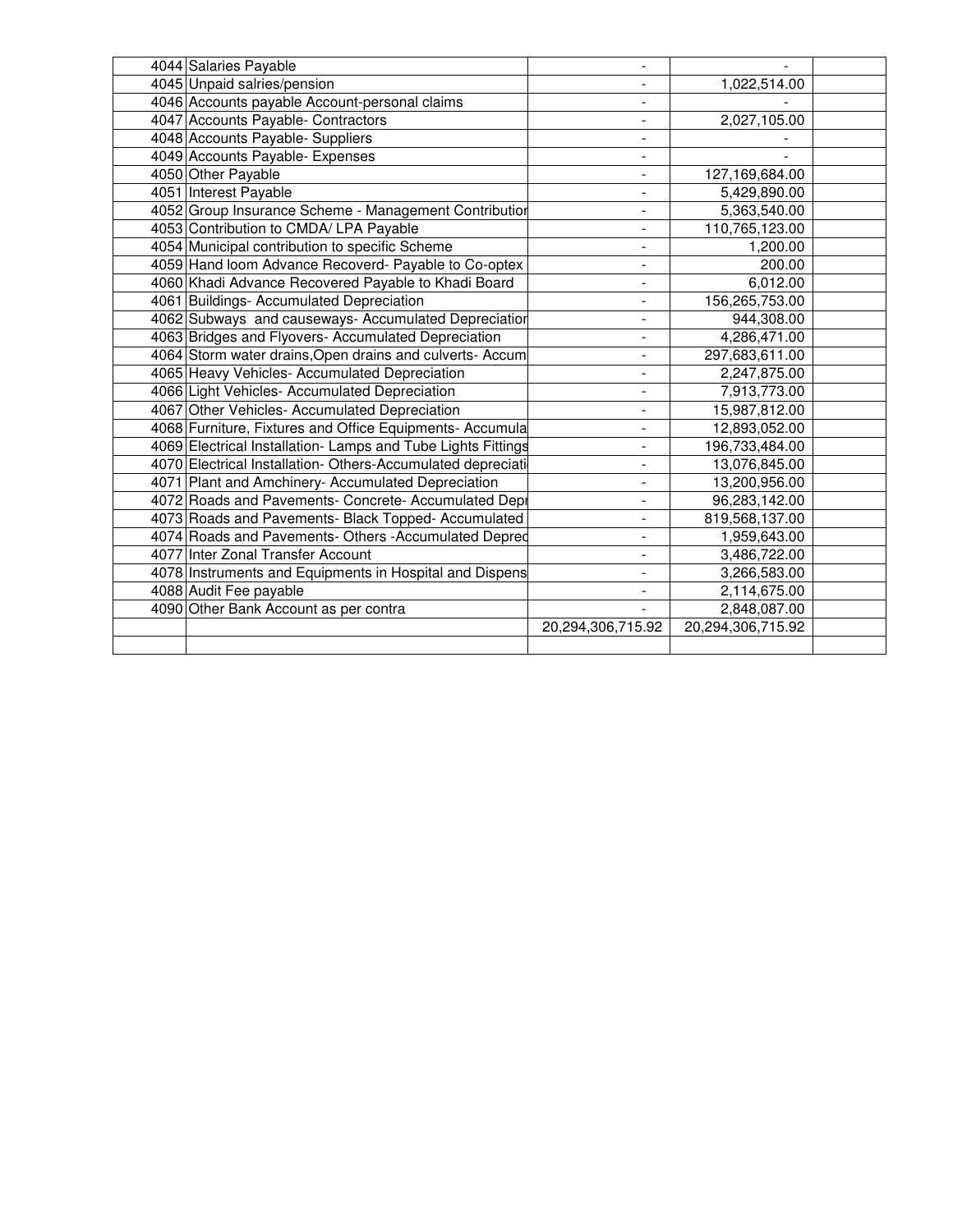| | | | | |
|---|---|---|---|---|
| 4044 | Salaries Payable | - | - | |
| 4045 | Unpaid salries/pension | - | 1,022,514.00 | |
| 4046 | Accounts payable Account-personal claims | - | - | |
| 4047 | Accounts Payable- Contractors | - | 2,027,105.00 | |
| 4048 | Accounts Payable- Suppliers | - | - | |
| 4049 | Accounts Payable- Expenses | - | - | |
| 4050 | Other Payable | - | 127,169,684.00 | |
| 4051 | Interest Payable | - | 5,429,890.00 | |
| 4052 | Group Insurance Scheme - Management Contributior | - | 5,363,540.00 | |
| 4053 | Contribution to CMDA/ LPA Payable | - | 110,765,123.00 | |
| 4054 | Municipal contribution to specific Scheme | - | 1,200.00 | |
| 4059 | Hand loom Advance Recoverd- Payable to Co-optex | - | 200.00 | |
| 4060 | Khadi Advance Recovered Payable to Khadi Board | - | 6,012.00 | |
| 4061 | Buildings- Accumulated Depreciation | - | 156,265,753.00 | |
| 4062 | Subways and causeways- Accumulated Depreciatior | - | 944,308.00 | |
| 4063 | Bridges and Flyovers- Accumulated Depreciation | - | 4,286,471.00 | |
| 4064 | Storm water drains,Open drains and culverts- Accum | - | 297,683,611.00 | |
| 4065 | Heavy Vehicles- Accumulated Depreciation | - | 2,247,875.00 | |
| 4066 | Light Vehicles- Accumulated Depreciation | - | 7,913,773.00 | |
| 4067 | Other Vehicles- Accumulated Depreciation | - | 15,987,812.00 | |
| 4068 | Furniture, Fixtures and Office Equipments- Accumula | - | 12,893,052.00 | |
| 4069 | Electrical Installation- Lamps and Tube Lights Fittings | - | 196,733,484.00 | |
| 4070 | Electrical Installation- Others-Accumulated depreciati | - | 13,076,845.00 | |
| 4071 | Plant and Amchinery- Accumulated Depreciation | - | 13,200,956.00 | |
| 4072 | Roads and Pavements- Concrete- Accumulated Depr | - | 96,283,142.00 | |
| 4073 | Roads and Pavements- Black Topped- Accumulated | - | 819,568,137.00 | |
| 4074 | Roads and Pavements- Others -Accumulated Deprec | - | 1,959,643.00 | |
| 4077 | Inter Zonal Transfer Account | - | 3,486,722.00 | |
| 4078 | Instruments and Equipments in Hospital and Dispens | - | 3,266,583.00 | |
| 4088 | Audit Fee payable | - | 2,114,675.00 | |
| 4090 | Other Bank Account as per contra | - | 2,848,087.00 | |
| | | 20,294,306,715.92 | 20,294,306,715.92 | |
| | | | | |